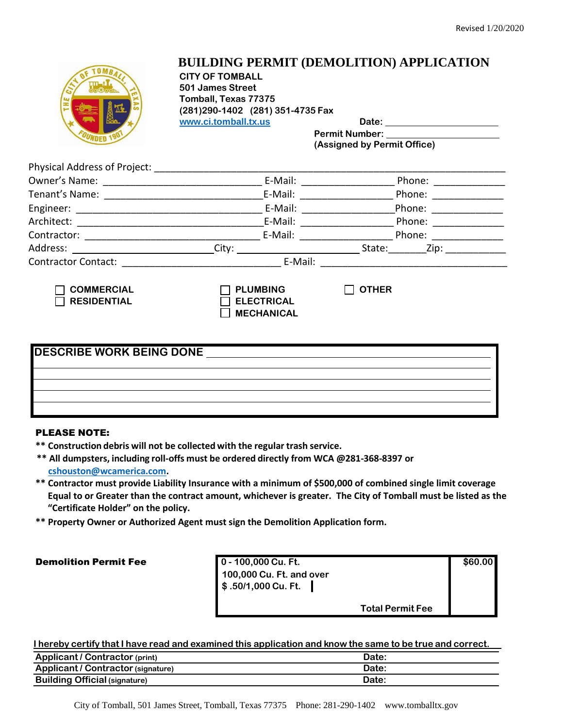Revised 1/20/2020

# BUILDING PERMIT (DEMOLITION) APPLICATION

**CITY OF TOMBALL**
**501 James Street**
**Tomball, Texas 77375**
**(281)290-1402 (281) 351-4735 Fax**
**www.ci.tomball.tx.us**

**Date:** ____________________

**Permit Number:** ____________________
**(Assigned by Permit Office)**

Physical Address of Project: ____________________________________________

Owner's Name: ____________________________ E-Mail: ________________ Phone: ____________

Tenant's Name: ____________________________ E-Mail: ________________ Phone: ____________

Engineer: ________________________________ E-Mail: ________________ Phone: ____________

Architect: ________________________________ E-Mail: ________________ Phone: ____________

Contractor: _______________________________ E-Mail: ________________ Phone: ____________

Address: _________________________ City: ______________________ State: _______ Zip: __________

Contractor Contact: ____________________________ E-Mail: ________________________________

☐ **COMMERCIAL** ☐ **PLUMBING** ☐ **OTHER**
☐ **RESIDENTIAL** ☐ **ELECTRICAL**
☐ **MECHANICAL**

**DESCRIBE WORK BEING DONE** ______________________________________________

________________________________________________________________________

________________________________________________________________________

________________________________________________________________________

**PLEASE NOTE:**

- ** **Construction debris will not be collected with the regular trash service.**
- ** **All dumpsters, including roll-offs must be ordered directly from WCA @281-368-8397 or cshouston@wcamerica.com.**
- ** **Contractor must provide Liability Insurance with a minimum of $500,000 of combined single limit coverage Equal to or Greater than the contract amount, whichever is greater. The City of Tomball must be listed as the "Certificate Holder" on the policy.**
- ** **Property Owner or Authorized Agent must sign the Demolition Application form.**

**Demolition Permit Fee**

| | |
|---|---|
| 0 - 100,000 Cu. Ft. | $60.00 |
| 100,000 Cu. Ft. and over<br>$ .50/1,000 Cu. Ft. | |
| Total Permit Fee | |

**I hereby certify that I have read and examined this application and know the same to be true and correct.**

| | |
|---|---|
| **Applicant / Contractor** (print) | **Date:** |
| **Applicant / Contractor** (signature) | **Date:** |
| **Building Official** (signature) | **Date:** |

City of Tomball, 501 James Street, Tomball, Texas 77375 Phone: 281-290-1402 www.tomballtx.gov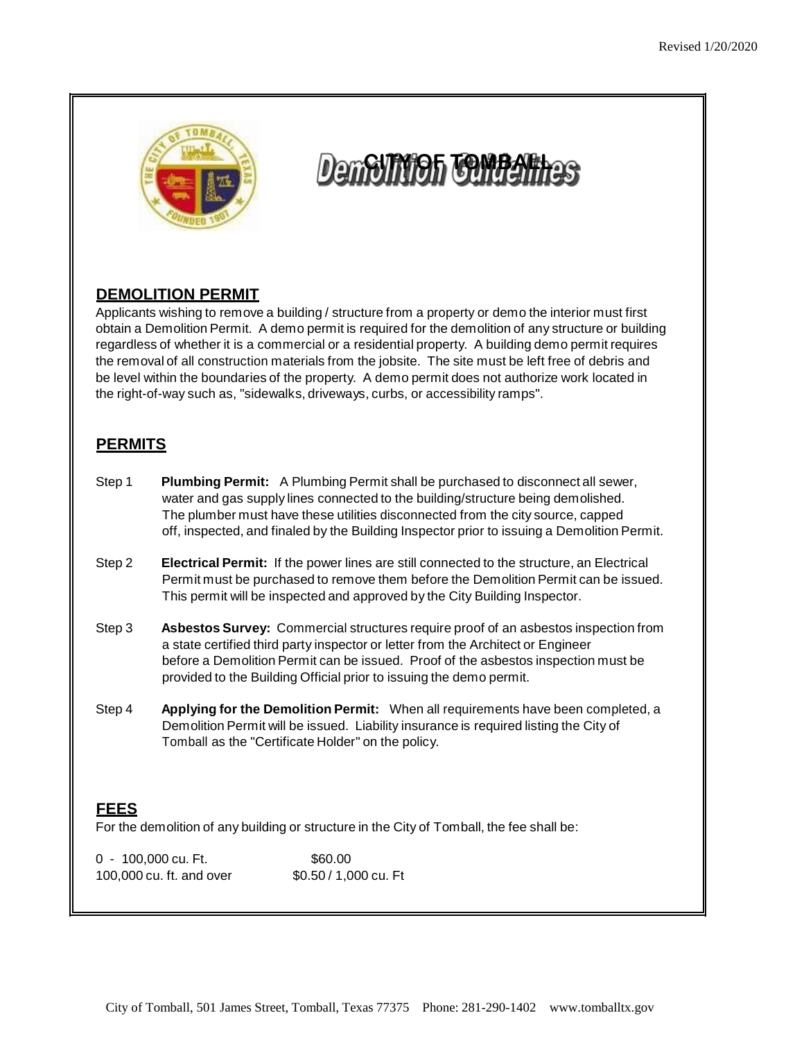# CITY OF TOMBALL

## Demolition Guidelines

### DEMOLITION PERMIT

Applicants wishing to remove a building / structure from a property or demo the interior must first obtain a Demolition Permit. A demo permit is required for the demolition of any structure or building regardless of whether it is a commercial or a residential property. A building demo permit requires the removal of all construction materials from the jobsite. The site must be left free of debris and be level within the boundaries of the property. A demo permit does not authorize work located in the right-of-way such as, "sidewalks, driveways, curbs, or accessibility ramps".

### PERMITS

Step 1 **Plumbing Permit:** A Plumbing Permit shall be purchased to disconnect all sewer, water and gas supply lines connected to the building/structure being demolished. The plumber must have these utilities disconnected from the city source, capped off, inspected, and finaled by the Building Inspector prior to issuing a Demolition Permit.

Step 2 **Electrical Permit:** If the power lines are still connected to the structure, an Electrical Permit must be purchased to remove them before the Demolition Permit can be issued. This permit will be inspected and approved by the City Building Inspector.

Step 3 **Asbestos Survey:** Commercial structures require proof of an asbestos inspection from a state certified third party inspector or letter from the Architect or Engineer before a Demolition Permit can be issued. Proof of the asbestos inspection must be provided to the Building Official prior to issuing the demo permit.

Step 4 **Applying for the Demolition Permit:** When all requirements have been completed, a Demolition Permit will be issued. Liability insurance is required listing the City of Tomball as the "Certificate Holder" on the policy.

### FEES

For the demolition of any building or structure in the City of Tomball, the fee shall be:

| | |
|---|---|
| 0 - 100,000 cu. Ft. | $60.00 |
| 100,000 cu. ft. and over | $0.50 / 1,000 cu. Ft |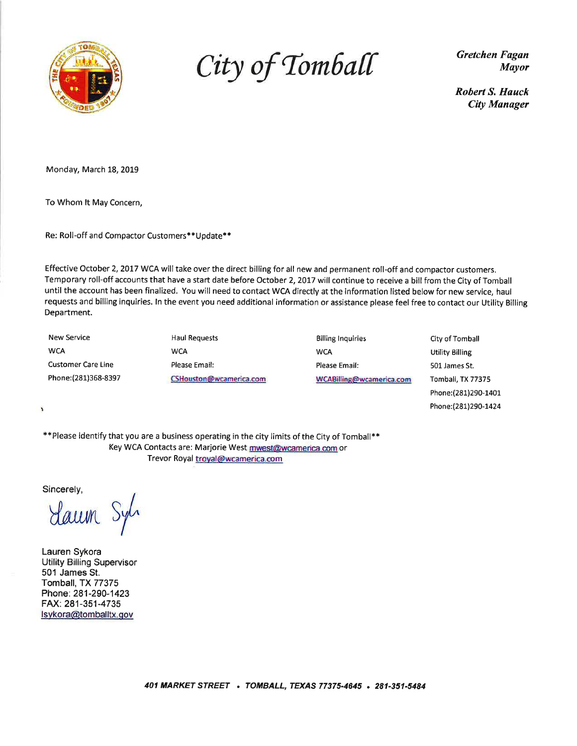# City of Tomball

*Gretchen Fagan*
*Mayor*

*Robert S. Hauck*
*City Manager*

Monday, March 18, 2019

To Whom It May Concern,

Re: Roll-off and Compactor Customers**Update**

Effective October 2, 2017 WCA will take over the direct billing for all new and permanent roll-off and compactor customers. Temporary roll-off accounts that have a start date before October 2, 2017 will continue to receive a bill from the City of Tomball until the account has been finalized. You will need to contact WCA directly at the information listed below for new service, haul requests and billing inquiries. In the event you need additional information or assistance please feel free to contact our Utility Billing Department.

| | | | |
|---|---|---|---|
| New Service | Haul Requests | Billing Inquiries | City of Tomball |
| WCA | WCA | WCA | Utility Billing |
| Customer Care Line | Please Email: | Please Email: | 501 James St. |
| Phone:(281)368-8397 | CSHouston@wcamerica.com | WCABilling@wcamerica.com | Tomball, TX 77375 |
| | | | Phone:(281)290-1401 |
| | | | Phone:(281)290-1424 |

**Please identify that you are a business operating in the city limits of the City of Tomball**

Key WCA Contacts are: Marjorie West mwest@wcamerica.com or
Trevor Royal troyal@wcamerica.com

Sincerely,

Lauren Sykora
Utility Billing Supervisor
501 James St.
Tomball, TX 77375
Phone: 281-290-1423
FAX: 281-351-4735
lsykora@tomballtx.gov

**401 MARKET STREET • TOMBALL, TEXAS 77375-4645 • 281-351-5484**